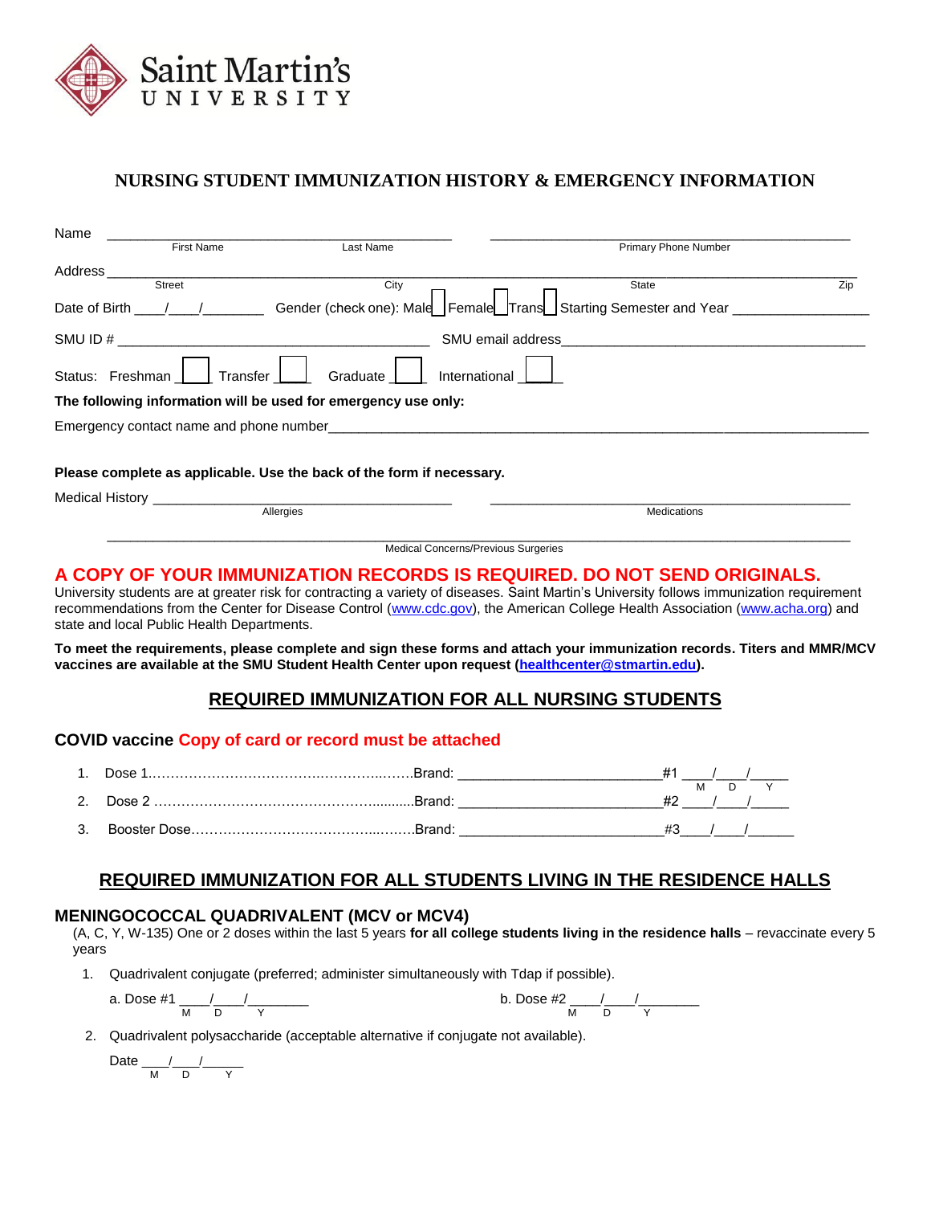Saint Martin's UNIVERSITY

# NURSING STUDENT IMMUNIZATION HISTORY & EMERGENCY INFORMATION

Name ___________________________________________ ___________________________________________
First Name Last Name Primary Phone Number

Address ___________________________________________________________________________________
Street City State Zip

Date of Birth ____/____/________ Gender (check one): Male ☐ Female ☐ Trans ☐ Starting Semester and Year _________________

SMU ID # ___________________________________________ SMU email address ________________________________________

Status: Freshman ☐ Transfer ☐ Graduate ☐ International ☐

**The following information will be used for emergency use only:**

Emergency contact name and phone number_____________________________________________________________________

**Please complete as applicable. Use the back of the form if necessary.**

Medical History ______________________________________ ______________________________________________
Allergies Medications

___________________________________________________________________________________________
Medical Concerns/Previous Surgeries

## A COPY OF YOUR IMMUNIZATION RECORDS IS REQUIRED. DO NOT SEND ORIGINALS.

University students are at greater risk for contracting a variety of diseases. Saint Martin's University follows immunization requirement recommendations from the Center for Disease Control (www.cdc.gov), the American College Health Association (www.acha.org) and state and local Public Health Departments.

**To meet the requirements, please complete and sign these forms and attach your immunization records. Titers and MMR/MCV vaccines are available at the SMU Student Health Center upon request (healthcenter@stmartin.edu).**

## REQUIRED IMMUNIZATION FOR ALL NURSING STUDENTS

### COVID vaccine Copy of card or record must be attached

1. Dose 1……………………………………………………Brand: __________________________#1 ____/____/_____ (M D Y)
2. Dose 2 ……………………………………………………Brand: __________________________#2 ____/____/_____
3. Booster Dose…………………………………………………Brand: __________________________#3____/____/______

## REQUIRED IMMUNIZATION FOR ALL STUDENTS LIVING IN THE RESIDENCE HALLS

### MENINGOCOCCAL QUADRIVALENT (MCV or MCV4)

(A, C, Y, W-135) One or 2 doses within the last 5 years **for all college students living in the residence halls** – revaccinate every 5 years

1. Quadrivalent conjugate (preferred; administer simultaneously with Tdap if possible).

   a. Dose #1 ____/____/________ (M D Y) b. Dose #2 ____/____/________ (M D Y)

2. Quadrivalent polysaccharide (acceptable alternative if conjugate not available).

   Date ___/___/______ (M D Y)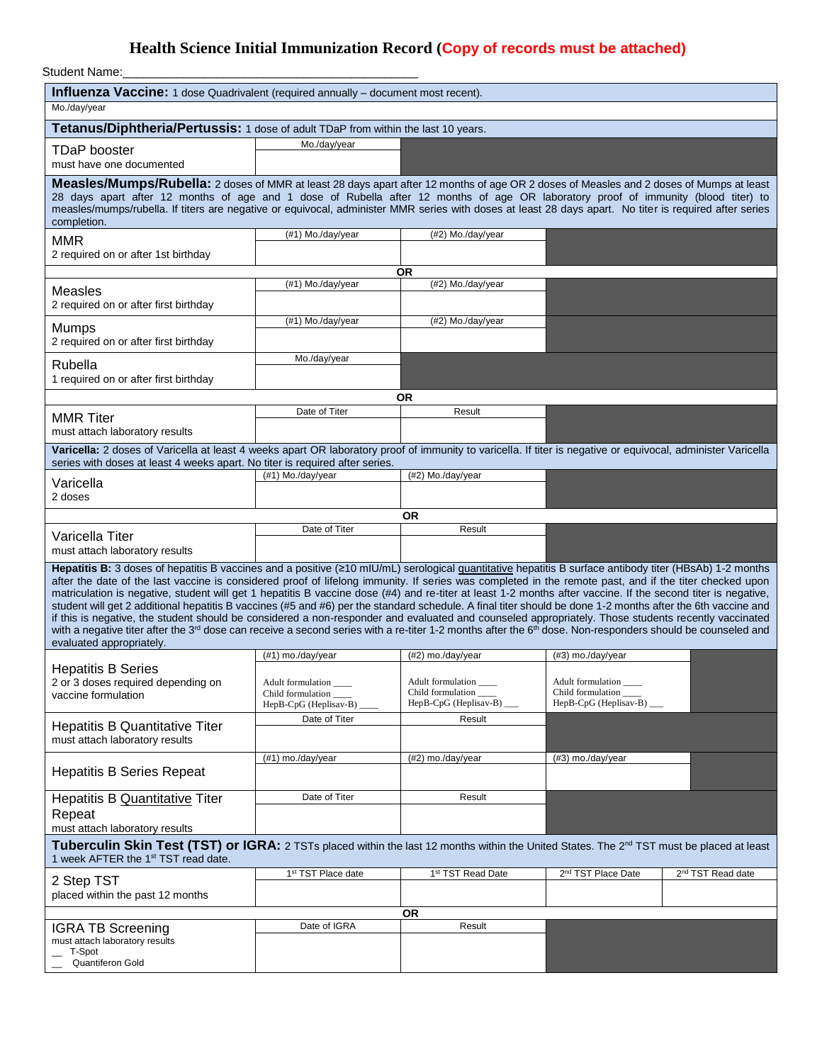# Health Science Initial Immunization Record (Copy of records must be attached)

Student Name:___________________________________________

**Influenza Vaccine:** 1 dose Quadrivalent (required annually – document most recent).

| Mo./day/year |
|---|
| |

**Tetanus/Diphtheria/Pertussis:** 1 dose of adult TDaP from within the last 10 years.

| | Mo./day/year |
|---|---|
| TDaP booster<br>must have one documented | |

**Measles/Mumps/Rubella:** 2 doses of MMR at least 28 days apart after 12 months of age OR 2 doses of Measles and 2 doses of Mumps at least 28 days apart after 12 months of age and 1 dose of Rubella after 12 months of age OR laboratory proof of immunity (blood titer) to measles/mumps/rubella. If titers are negative or equivocal, administer MMR series with doses at least 28 days apart. No titer is required after series completion.

| | (#1) Mo./day/year | (#2) Mo./day/year |
|---|---|---|
| MMR<br>2 required on or after 1st birthday | | |
| **OR** | | |
| Measles<br>2 required on or after first birthday | | |
| Mumps<br>2 required on or after first birthday | | |
| Rubella<br>1 required on or after first birthday | (Mo./day/year) | |
| **OR** | | |
| MMR Titer<br>must attach laboratory results | (Date of Titer) | (Result) |

**Varicella:** 2 doses of Varicella at least 4 weeks apart OR laboratory proof of immunity to varicella. If titer is negative or equivocal, administer Varicella series with doses at least 4 weeks apart. No titer is required after series.

| | (#1) Mo./day/year | (#2) Mo./day/year |
|---|---|---|
| Varicella<br>2 doses | | |
| **OR** | | |
| Varicella Titer<br>must attach laboratory results | (Date of Titer) | (Result) |

**Hepatitis B:** 3 doses of hepatitis B vaccines and a positive (≥10 mIU/mL) serological quantitative hepatitis B surface antibody titer (HBsAb) 1-2 months after the date of the last vaccine is considered proof of lifelong immunity. If series was completed in the remote past, and if the titer checked upon matriculation is negative, student will get 1 hepatitis B vaccine dose (#4) and re-titer at least 1-2 months after vaccine. If the second titer is negative, student will get 2 additional hepatitis B vaccines (#5 and #6) per the standard schedule. A final titer should be done 1-2 months after the 6th vaccine and if this is negative, the student should be considered a non-responder and evaluated and counseled appropriately. Those students recently vaccinated with a negative titer after the 3rd dose can receive a second series with a re-titer 1-2 months after the 6th dose. Non-responders should be counseled and evaluated appropriately.

| | (#1) mo./day/year | (#2) mo./day/year | (#3) mo./day/year |
|---|---|---|---|
| Hepatitis B Series<br>2 or 3 doses required depending on vaccine formulation | Adult formulation ____<br>Child formulation ____<br>HepB-CpG (Heplisav-B) ____ | Adult formulation ____<br>Child formulation ____<br>HepB-CpG (Heplisav-B) ___ | Adult formulation ____<br>Child formulation ____<br>HepB-CpG (Heplisav-B) ___ |
| Hepatitis B Quantitative Titer<br>must attach laboratory results | (Date of Titer) | (Result) | |
| Hepatitis B Series Repeat | (#1) mo./day/year | (#2) mo./day/year | (#3) mo./day/year |
| Hepatitis B Quantitative Titer Repeat<br>must attach laboratory results | (Date of Titer) | (Result) | |

**Tuberculin Skin Test (TST) or IGRA:** 2 TSTs placed within the last 12 months within the United States. The 2nd TST must be placed at least 1 week AFTER the 1st TST read date.

| | 1st TST Place date | 1st TST Read Date | 2nd TST Place Date | 2nd TST Read date |
|---|---|---|---|---|
| 2 Step TST<br>placed within the past 12 months | | | | |
| **OR** | | | | |
| IGRA TB Screening<br>must attach laboratory results<br>__ T-Spot<br>__ Quantiferon Gold | (Date of IGRA) | (Result) | | |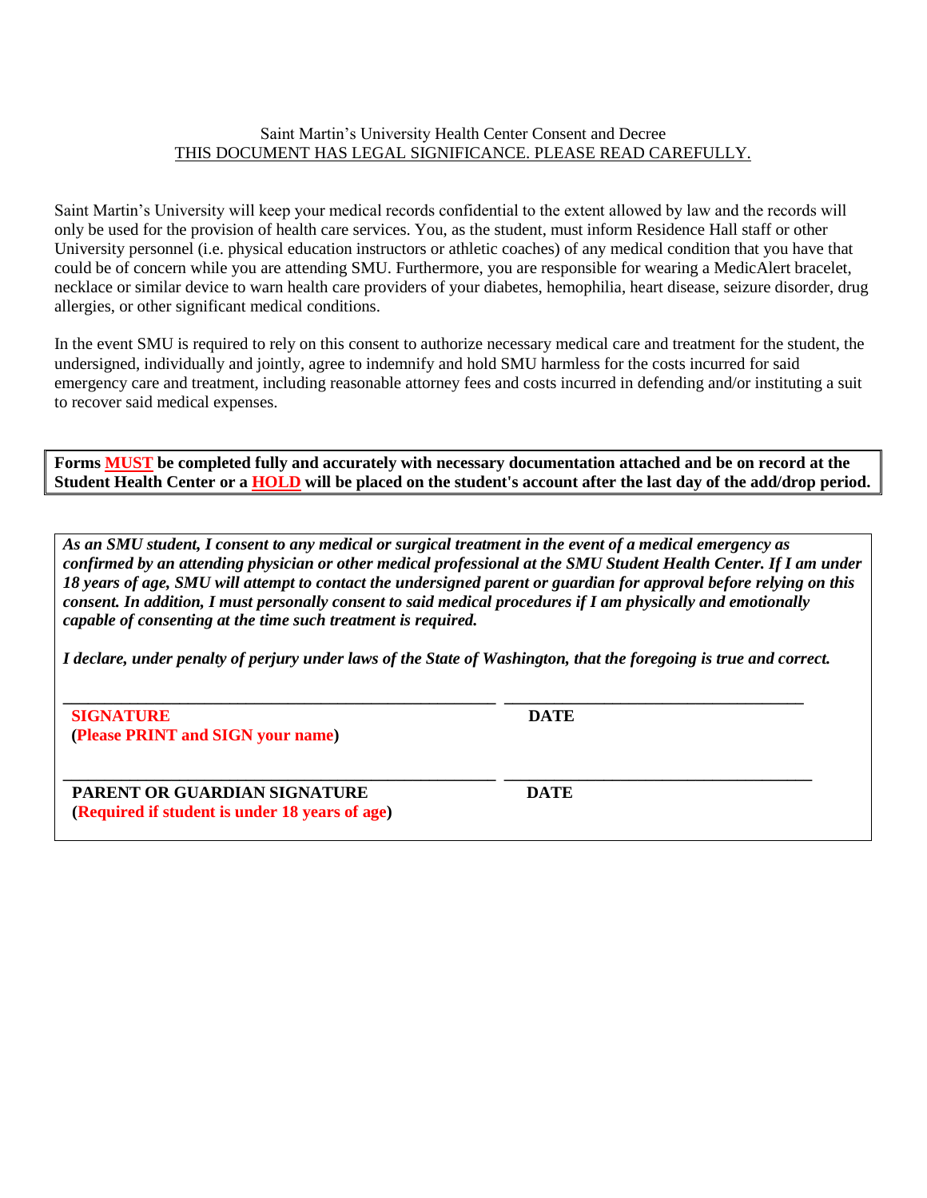Saint Martin's University Health Center Consent and Decree

THIS DOCUMENT HAS LEGAL SIGNIFICANCE. PLEASE READ CAREFULLY.

Saint Martin's University will keep your medical records confidential to the extent allowed by law and the records will only be used for the provision of health care services. You, as the student, must inform Residence Hall staff or other University personnel (i.e. physical education instructors or athletic coaches) of any medical condition that you have that could be of concern while you are attending SMU. Furthermore, you are responsible for wearing a MedicAlert bracelet, necklace or similar device to warn health care providers of your diabetes, hemophilia, heart disease, seizure disorder, drug allergies, or other significant medical conditions.

In the event SMU is required to rely on this consent to authorize necessary medical care and treatment for the student, the undersigned, individually and jointly, agree to indemnify and hold SMU harmless for the costs incurred for said emergency care and treatment, including reasonable attorney fees and costs incurred in defending and/or instituting a suit to recover said medical expenses.

**Forms MUST be completed fully and accurately with necessary documentation attached and be on record at the Student Health Center or a HOLD will be placed on the student's account after the last day of the add/drop period.**

***As an SMU student, I consent to any medical or surgical treatment in the event of a medical emergency as confirmed by an attending physician or other medical professional at the SMU Student Health Center. If I am under 18 years of age, SMU will attempt to contact the undersigned parent or guardian for approval before relying on this consent. In addition, I must personally consent to said medical procedures if I am physically and emotionally capable of consenting at the time such treatment is required.***

***I declare, under penalty of perjury under laws of the State of Washington, that the foregoing is true and correct.***

\_\_\_\_\_\_\_\_\_\_\_\_\_\_\_\_\_\_\_\_\_\_\_\_\_\_\_\_\_\_\_\_\_\_\_\_\_\_\_\_ \_\_\_\_\_\_\_\_\_\_\_\_\_\_\_\_\_\_\_\_\_\_\_\_\_\_\_\_

**SIGNATURE** **DATE**

**(Please PRINT and SIGN your name)**

\_\_\_\_\_\_\_\_\_\_\_\_\_\_\_\_\_\_\_\_\_\_\_\_\_\_\_\_\_\_\_\_\_\_\_\_\_\_\_\_ \_\_\_\_\_\_\_\_\_\_\_\_\_\_\_\_\_\_\_\_\_\_\_\_\_\_\_\_

**PARENT OR GUARDIAN SIGNATURE** **DATE**

**(Required if student is under 18 years of age)**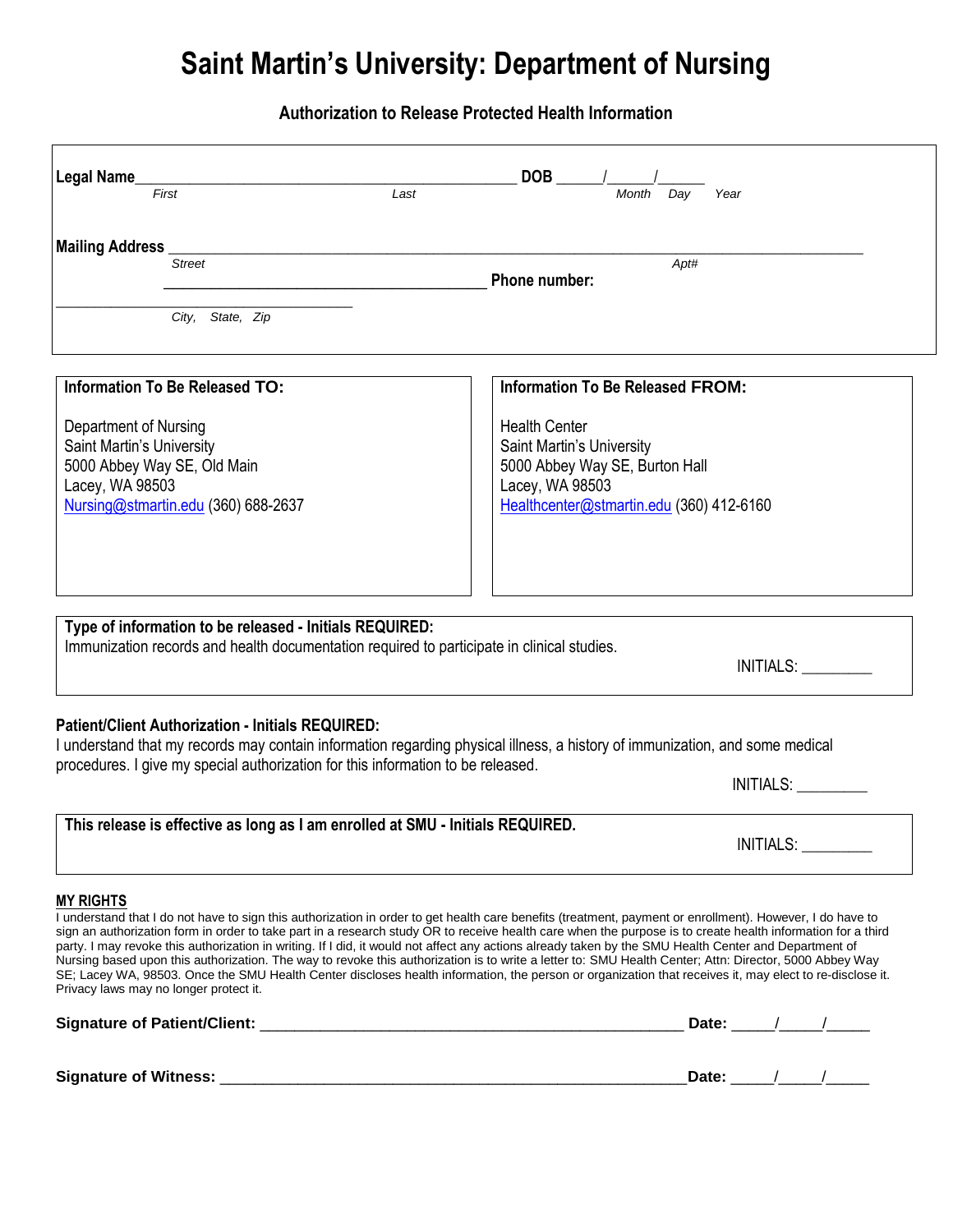# Saint Martin's University: Department of Nursing

### Authorization to Release Protected Health Information

**Legal Name**\_\_\_\_\_\_\_\_\_\_\_\_\_\_\_\_\_\_\_\_\_\_\_\_\_\_\_\_\_\_\_\_\_\_\_\_\_\_\_\_ **DOB** \_\_\_\_\_/\_\_\_\_\_/\_\_\_\_\_

*First* *Last* *Month* *Day* *Year*

**Mailing Address** \_\_\_\_\_\_\_\_\_\_\_\_\_\_\_\_\_\_\_\_\_\_\_\_\_\_\_\_\_\_\_\_\_\_\_\_\_\_\_\_\_\_\_\_\_\_\_\_\_\_\_\_\_\_\_\_\_\_\_\_\_\_\_\_

*Street* *Apt#*

\_\_\_\_\_\_\_\_\_\_\_\_\_\_\_\_\_\_\_\_\_\_\_\_\_\_\_\_\_\_\_\_\_\_\_\_ **Phone number:**

\_\_\_\_\_\_\_\_\_\_\_\_\_\_\_\_\_\_\_\_\_\_\_\_\_\_\_\_\_\_\_\_

*City, State, Zip*

**Information To Be Released TO:**

Department of Nursing
Saint Martin's University
5000 Abbey Way SE, Old Main
Lacey, WA 98503
Nursing@stmartin.edu (360) 688-2637

**Information To Be Released FROM:**

Health Center
Saint Martin's University
5000 Abbey Way SE, Burton Hall
Lacey, WA 98503
Healthcenter@stmartin.edu (360) 412-6160

**Type of information to be released - Initials REQUIRED:**
Immunization records and health documentation required to participate in clinical studies.

INITIALS: \_\_\_\_\_\_\_\_\_

**Patient/Client Authorization - Initials REQUIRED:**
I understand that my records may contain information regarding physical illness, a history of immunization, and some medical procedures. I give my special authorization for this information to be released.

INITIALS: \_\_\_\_\_\_\_\_\_

**This release is effective as long as I am enrolled at SMU - Initials REQUIRED.**

INITIALS: \_\_\_\_\_\_\_\_\_

**MY RIGHTS**

I understand that I do not have to sign this authorization in order to get health care benefits (treatment, payment or enrollment). However, I do have to sign an authorization form in order to take part in a research study OR to receive health care when the purpose is to create health information for a third party. I may revoke this authorization in writing. If I did, it would not affect any actions already taken by the SMU Health Center and Department of Nursing based upon this authorization. The way to revoke this authorization is to write a letter to: SMU Health Center; Attn: Director, 5000 Abbey Way SE; Lacey WA, 98503. Once the SMU Health Center discloses health information, the person or organization that receives it, may elect to re-disclose it. Privacy laws may no longer protect it.

**Signature of Patient/Client:** \_\_\_\_\_\_\_\_\_\_\_\_\_\_\_\_\_\_\_\_\_\_\_\_\_\_\_\_\_\_\_\_\_\_\_\_\_\_\_\_\_\_\_\_\_\_ **Date:** \_\_\_\_\_/\_\_\_\_\_/\_\_\_\_\_

**Signature of Witness:** \_\_\_\_\_\_\_\_\_\_\_\_\_\_\_\_\_\_\_\_\_\_\_\_\_\_\_\_\_\_\_\_\_\_\_\_\_\_\_\_\_\_\_\_\_\_\_\_\_\_\_ **Date:** \_\_\_\_\_/\_\_\_\_\_/\_\_\_\_\_